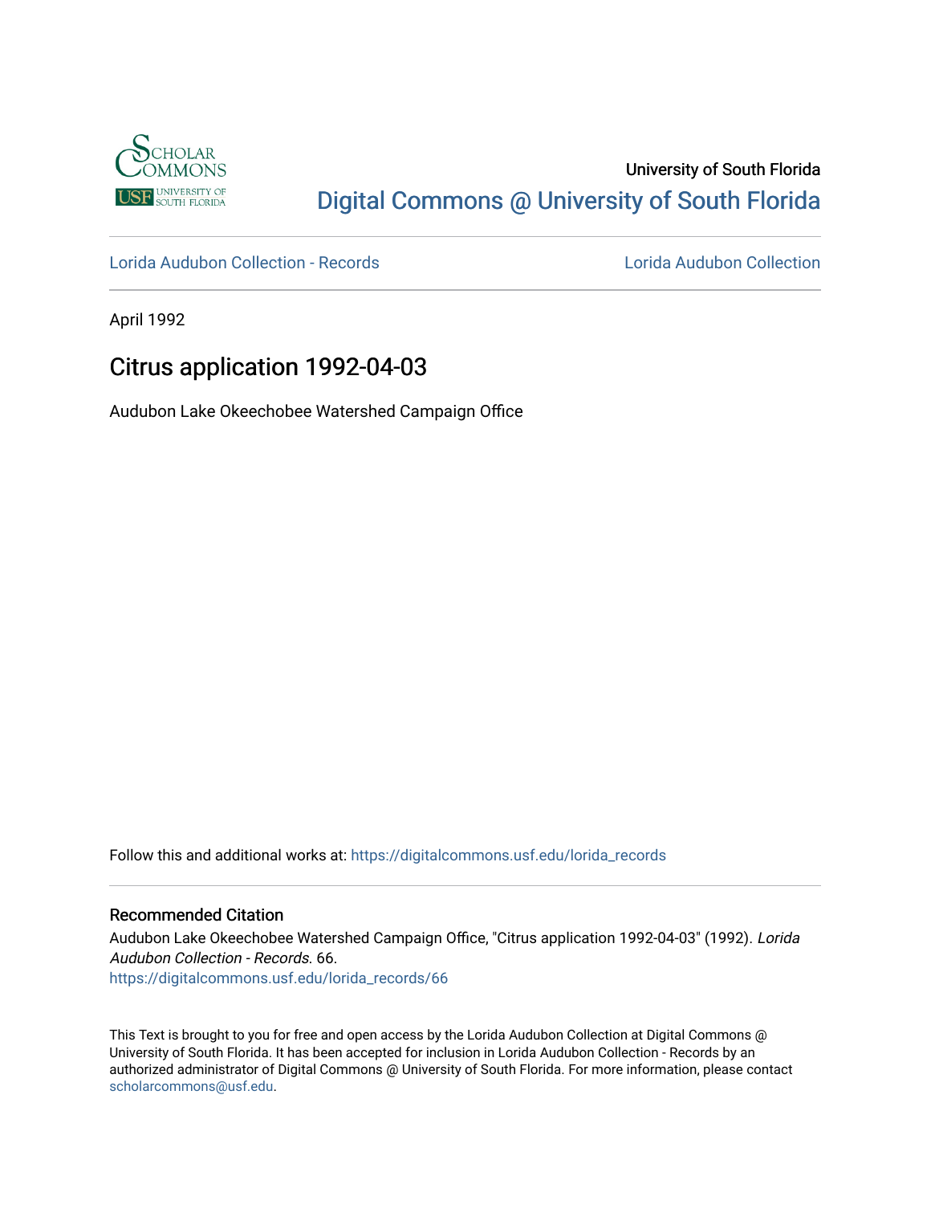University of South Florida

Digital Commons @ University of South Florida

Lorida Audubon Collection - Records | Lorida Audubon Collection

April 1992

# Citrus application 1992-04-03

Audubon Lake Okeechobee Watershed Campaign Office

Follow this and additional works at: https://digitalcommons.usf.edu/lorida_records

## Recommended Citation

Audubon Lake Okeechobee Watershed Campaign Office, "Citrus application 1992-04-03" (1992). *Lorida Audubon Collection - Records*. 66.
https://digitalcommons.usf.edu/lorida_records/66

This Text is brought to you for free and open access by the Lorida Audubon Collection at Digital Commons @ University of South Florida. It has been accepted for inclusion in Lorida Audubon Collection - Records by an authorized administrator of Digital Commons @ University of South Florida. For more information, please contact scholarcommons@usf.edu.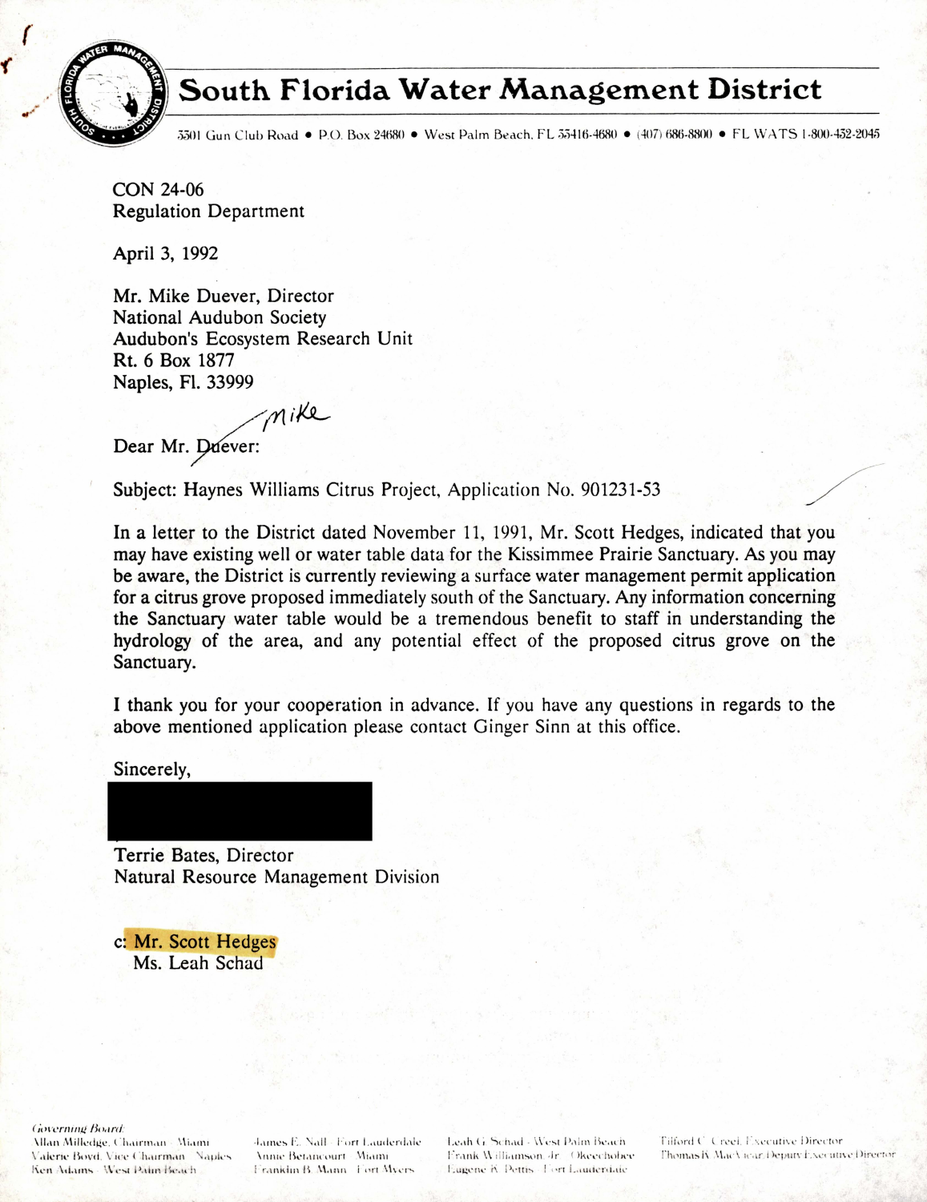# South Florida Water Management District

3301 Gun Club Road • P.O. Box 24680 • West Palm Beach, FL 33416-4680 • (407) 686-8800 • FL WATS 1-800-432-2045

CON 24-06
Regulation Department

April 3, 1992

Mr. Mike Duever, Director
National Audubon Society
Audubon's Ecosystem Research Unit
Rt. 6 Box 1877
Naples, Fl. 33999

Dear ~~Mr. Duever~~ Mike:

Subject: Haynes Williams Citrus Project, Application No. 901231-53

In a letter to the District dated November 11, 1991, Mr. Scott Hedges, indicated that you may have existing well or water table data for the Kissimmee Prairie Sanctuary. As you may be aware, the District is currently reviewing a surface water management permit application for a citrus grove proposed immediately south of the Sanctuary. Any information concerning the Sanctuary water table would be a tremendous benefit to staff in understanding the hydrology of the area, and any potential effect of the proposed citrus grove on the Sanctuary.

I thank you for your cooperation in advance. If you have any questions in regards to the above mentioned application please contact Ginger Sinn at this office.

Sincerely,

Terrie Bates, Director
Natural Resource Management Division

c: Mr. Scott Hedges
Ms. Leah Schad

*Governing Board:*
Allan Milledge, Chairman - Miami
Valerie Boyd, Vice Chairman - Naples
Ken Adams - West Palm Beach
James E. Nall - Fort Lauderdale
Annie Betancourt - Miami
Franklin B. Mann - Fort Myers
Leah G. Schad - West Palm Beach
Frank Williamson, Jr. - Okeechobee
Eugene K. Pettis - Fort Lauderdale
Tilford C. Creel, Executive Director
Thomas K. MacVicar, Deputy Executive Director